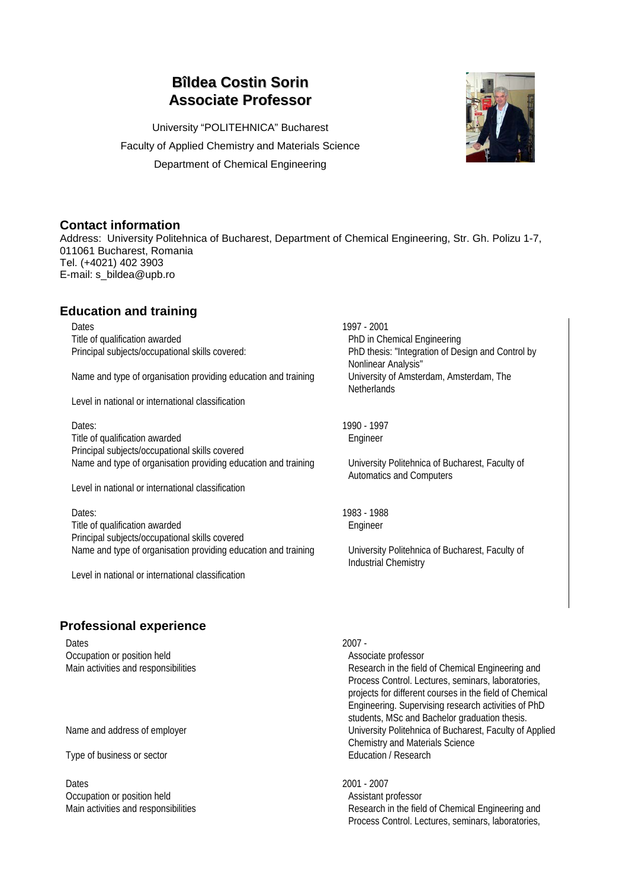# Bîldea Costin Sorin
# Associate Professor

University "POLITEHNICA" Bucharest

Faculty of Applied Chemistry and Materials Science

Department of Chemical Engineering

## Contact information

Address: University Politehnica of Bucharest, Department of Chemical Engineering, Str. Gh. Polizu 1-7, 011061 Bucharest, Romania

Tel. (+4021) 402 3903

E-mail: s_bildea@upb.ro

## Education and training

| | |
|---|---|
| Dates | 1997 - 2001 |
| Title of qualification awarded | PhD in Chemical Engineering |
| Principal subjects/occupational skills covered: | PhD thesis: "Integration of Design and Control by Nonlinear Analysis" |
| Name and type of organisation providing education and training | University of Amsterdam, Amsterdam, The Netherlands |
| Level in national or international classification | |

| | |
|---|---|
| Dates: | 1990 - 1997 |
| Title of qualification awarded | Engineer |
| Principal subjects/occupational skills covered | |
| Name and type of organisation providing education and training | University Politehnica of Bucharest, Faculty of Automatics and Computers |
| Level in national or international classification | |

| | |
|---|---|
| Dates: | 1983 - 1988 |
| Title of qualification awarded | Engineer |
| Principal subjects/occupational skills covered | |
| Name and type of organisation providing education and training | University Politehnica of Bucharest, Faculty of Industrial Chemistry |
| Level in national or international classification | |

## Professional experience

| | |
|---|---|
| Dates | 2007 - |
| Occupation or position held | Associate professor |
| Main activities and responsibilities | Research in the field of Chemical Engineering and Process Control. Lectures, seminars, laboratories, projects for different courses in the field of Chemical Engineering. Supervising research activities of PhD students, MSc and Bachelor graduation thesis. |
| Name and address of employer | University Politehnica of Bucharest, Faculty of Applied Chemistry and Materials Science |
| Type of business or sector | Education / Research |

| | |
|---|---|
| Dates | 2001 - 2007 |
| Occupation or position held | Assistant professor |
| Main activities and responsibilities | Research in the field of Chemical Engineering and Process Control. Lectures, seminars, laboratories, |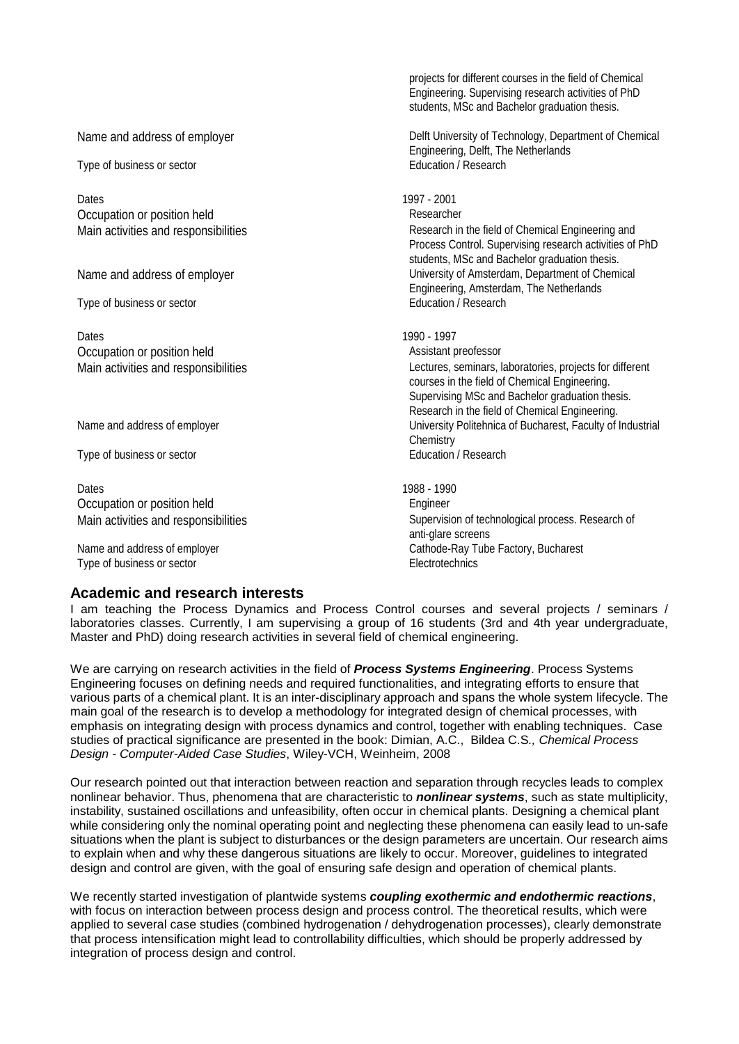| | |
|---|---|
| | projects for different courses in the field of Chemical Engineering. Supervising research activities of PhD students, MSc and Bachelor graduation thesis. |
| Name and address of employer | Delft University of Technology, Department of Chemical Engineering, Delft, The Netherlands |
| Type of business or sector | Education / Research |
| Dates | 1997 - 2001 |
| Occupation or position held | Researcher |
| Main activities and responsibilities | Research in the field of Chemical Engineering and Process Control. Supervising research activities of PhD students, MSc and Bachelor graduation thesis. |
| Name and address of employer | University of Amsterdam, Department of Chemical Engineering, Amsterdam, The Netherlands |
| Type of business or sector | Education / Research |
| Dates | 1990 - 1997 |
| Occupation or position held | Assistant preofessor |
| Main activities and responsibilities | Lectures, seminars, laboratories, projects for different courses in the field of Chemical Engineering. Supervising MSc and Bachelor graduation thesis. Research in the field of Chemical Engineering. |
| Name and address of employer | University Politehnica of Bucharest, Faculty of Industrial Chemistry |
| Type of business or sector | Education / Research |
| Dates | 1988 - 1990 |
| Occupation or position held | Engineer |
| Main activities and responsibilities | Supervision of technological process. Research of anti-glare screens |
| Name and address of employer | Cathode-Ray Tube Factory, Bucharest |
| Type of business or sector | Electrotechnics |

## Academic and research interests

I am teaching the Process Dynamics and Process Control courses and several projects / seminars / laboratories classes. Currently, I am supervising a group of 16 students (3rd and 4th year undergraduate, Master and PhD) doing research activities in several field of chemical engineering.

We are carrying on research activities in the field of ***Process Systems Engineering***. Process Systems Engineering focuses on defining needs and required functionalities, and integrating efforts to ensure that various parts of a chemical plant. It is an inter-disciplinary approach and spans the whole system lifecycle. The main goal of the research is to develop a methodology for integrated design of chemical processes, with emphasis on integrating design with process dynamics and control, together with enabling techniques. Case studies of practical significance are presented in the book: Dimian, A.C., Bildea C.S*., Chemical Process Design - Computer-Aided Case Studies*, Wiley-VCH, Weinheim, 2008

Our research pointed out that interaction between reaction and separation through recycles leads to complex nonlinear behavior. Thus, phenomena that are characteristic to ***nonlinear systems***, such as state multiplicity, instability, sustained oscillations and unfeasibility, often occur in chemical plants. Designing a chemical plant while considering only the nominal operating point and neglecting these phenomena can easily lead to un-safe situations when the plant is subject to disturbances or the design parameters are uncertain. Our research aims to explain when and why these dangerous situations are likely to occur. Moreover, guidelines to integrated design and control are given, with the goal of ensuring safe design and operation of chemical plants.

We recently started investigation of plantwide systems ***coupling exothermic and endothermic reactions***, with focus on interaction between process design and process control. The theoretical results, which were applied to several case studies (combined hydrogenation / dehydrogenation processes), clearly demonstrate that process intensification might lead to controllability difficulties, which should be properly addressed by integration of process design and control.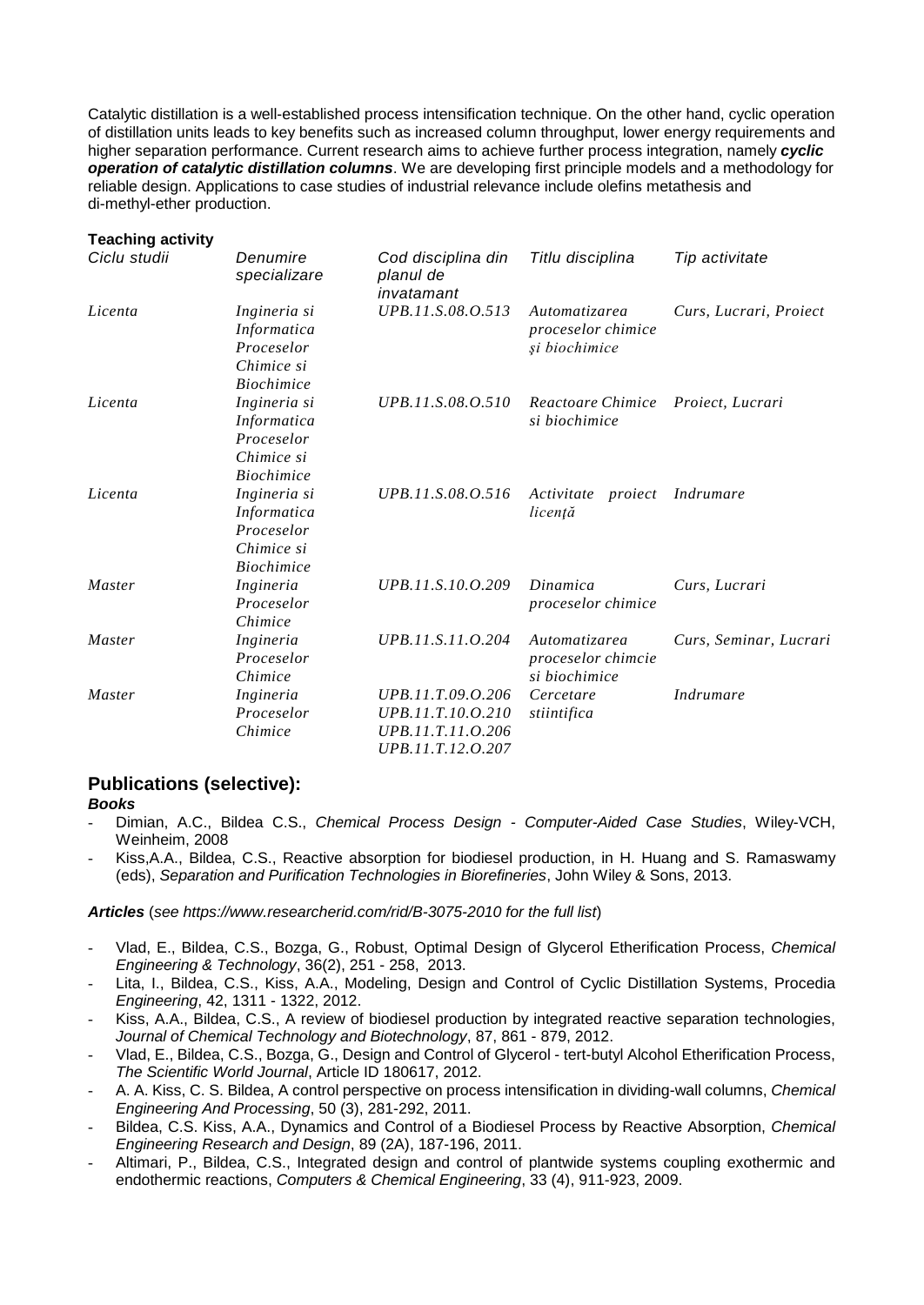Catalytic distillation is a well-established process intensification technique. On the other hand, cyclic operation of distillation units leads to key benefits such as increased column throughput, lower energy requirements and higher separation performance. Current research aims to achieve further process integration, namely ***cyclic operation of catalytic distillation columns***. We are developing first principle models and a methodology for reliable design. Applications to case studies of industrial relevance include olefins metathesis and di-methyl-ether production.

**Teaching activity**

| *Ciclu studii* | *Denumire specializare* | *Cod disciplina din planul de invatamant* | *Titlu disciplina* | *Tip activitate* |
|---|---|---|---|---|
| *Licenta* | *Ingineria si Informatica Proceselor Chimice si Biochimice* | *UPB.11.S.08.O.513* | *Automatizarea proceselor chimice şi biochimice* | *Curs, Lucrari, Proiect* |
| *Licenta* | *Ingineria si Informatica Proceselor Chimice si Biochimice* | *UPB.11.S.08.O.510* | *Reactoare Chimice si biochimice* | *Proiect, Lucrari* |
| *Licenta* | *Ingineria si Informatica Proceselor Chimice si Biochimice* | *UPB.11.S.08.O.516* | *Activitate proiect licenţă* | *Indrumare* |
| *Master* | *Ingineria Proceselor Chimice* | *UPB.11.S.10.O.209* | *Dinamica proceselor chimice* | *Curs, Lucrari* |
| *Master* | *Ingineria Proceselor Chimice* | *UPB.11.S.11.O.204* | *Automatizarea proceselor chimcie si biochimice* | *Curs, Seminar, Lucrari* |
| *Master* | *Ingineria Proceselor Chimice* | *UPB.11.T.09.O.206 UPB.11.T.10.O.210 UPB.11.T.11.O.206 UPB.11.T.12.O.207* | *Cercetare stiintifica* | *Indrumare* |

## Publications (selective):

***Books***

- Dimian, A.C., Bildea C.S., *Chemical Process Design - Computer-Aided Case Studies*, Wiley-VCH, Weinheim, 2008
- Kiss,A.A., Bildea, C.S., Reactive absorption for biodiesel production, in H. Huang and S. Ramaswamy (eds), *Separation and Purification Technologies in Biorefineries*, John Wiley & Sons, 2013.

***Articles*** (*see https://www.researcherid.com/rid/B-3075-2010 for the full list*)

- Vlad, E., Bildea, C.S., Bozga, G., Robust, Optimal Design of Glycerol Etherification Process, *Chemical Engineering & Technology*, 36(2), 251 - 258, 2013.
- Lita, I., Bildea, C.S., Kiss, A.A., Modeling, Design and Control of Cyclic Distillation Systems, Procedia *Engineering*, 42, 1311 - 1322, 2012.
- Kiss, A.A., Bildea, C.S., A review of biodiesel production by integrated reactive separation technologies, *Journal of Chemical Technology and Biotechnology*, 87, 861 - 879, 2012.
- Vlad, E., Bildea, C.S., Bozga, G., Design and Control of Glycerol - tert-butyl Alcohol Etherification Process, *The Scientific World Journal*, Article ID 180617, 2012.
- A. A. Kiss, C. S. Bildea, A control perspective on process intensification in dividing-wall columns, *Chemical Engineering And Processing*, 50 (3), 281-292, 2011.
- Bildea, C.S. Kiss, A.A., Dynamics and Control of a Biodiesel Process by Reactive Absorption, *Chemical Engineering Research and Design*, 89 (2A), 187-196, 2011.
- Altimari, P., Bildea, C.S., Integrated design and control of plantwide systems coupling exothermic and endothermic reactions, *Computers & Chemical Engineering*, 33 (4), 911-923, 2009.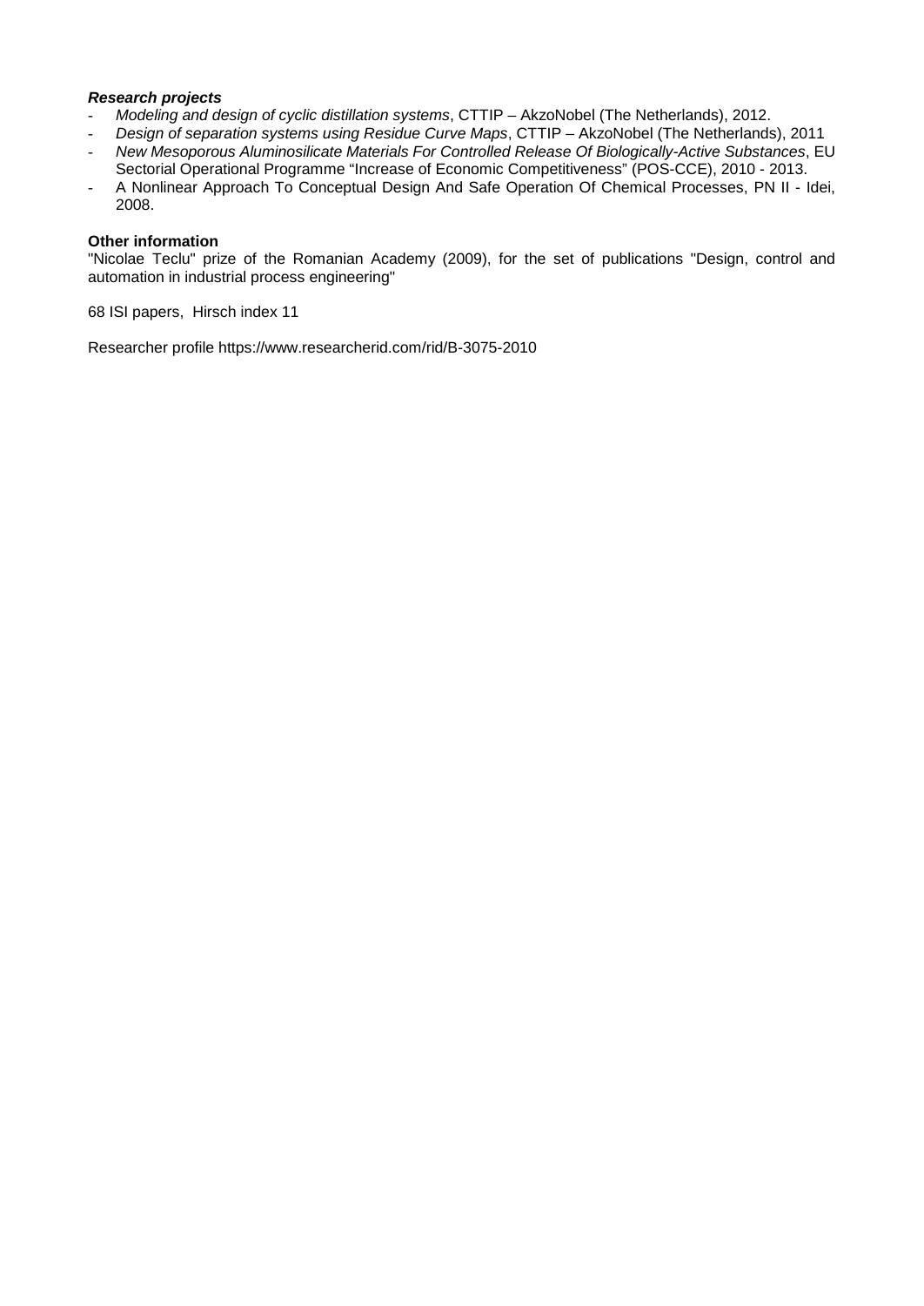***Research projects***

- *Modeling and design of cyclic distillation systems*, CTTIP – AkzoNobel (The Netherlands), 2012.
- *Design of separation systems using Residue Curve Maps*, CTTIP – AkzoNobel (The Netherlands), 2011
- *New Mesoporous Aluminosilicate Materials For Controlled Release Of Biologically-Active Substances*, EU Sectorial Operational Programme "Increase of Economic Competitiveness" (POS-CCE), 2010 - 2013.
- A Nonlinear Approach To Conceptual Design And Safe Operation Of Chemical Processes, PN II - Idei, 2008.

**Other information**

"Nicolae Teclu" prize of the Romanian Academy (2009), for the set of publications "Design, control and automation in industrial process engineering"

68 ISI papers, Hirsch index 11

Researcher profile https://www.researcherid.com/rid/B-3075-2010